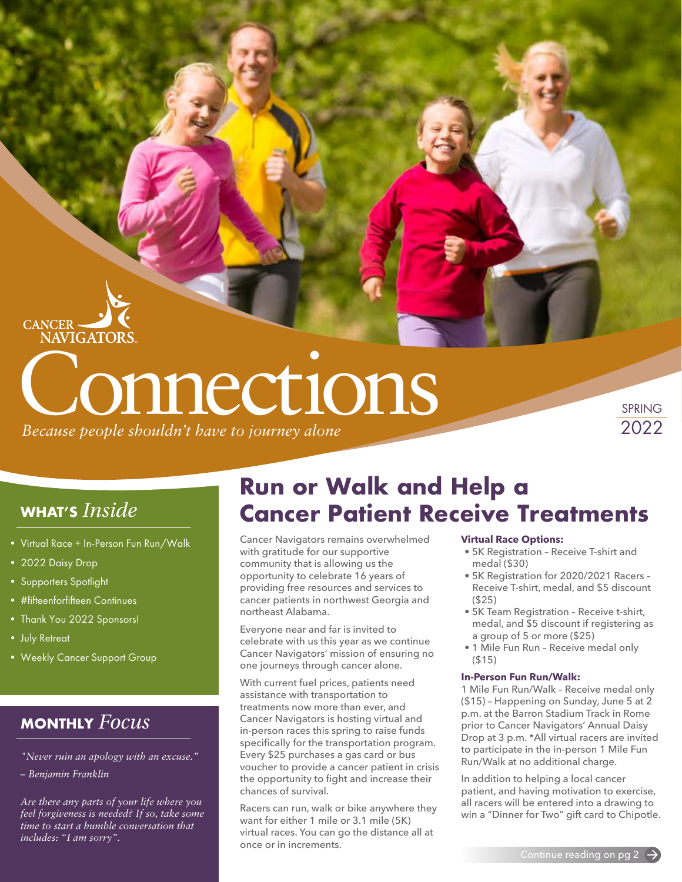CANCER NAVIGATORS

# Connections

*Because people shouldn't have to journey alone*

SPRING 2022

## WHAT'S *Inside*

- Virtual Race + In-Person Fun Run/Walk
- 2022 Daisy Drop
- Supporters Spotlight
- #fifteenforfifteen Continues
- Thank You 2022 Sponsors!
- July Retreat
- Weekly Cancer Support Group

## MONTHLY *Focus*

*"Never ruin an apology with an excuse." – Benjamin Franklin*

*Are there any parts of your life where you feel forgiveness is needed? If so, take some time to start a humble conversation that includes: "I am sorry".*

# Run or Walk and Help a Cancer Patient Receive Treatments

Cancer Navigators remains overwhelmed with gratitude for our supportive community that is allowing us the opportunity to celebrate 16 years of providing free resources and services to cancer patients in northwest Georgia and northeast Alabama.

Everyone near and far is invited to celebrate with us this year as we continue Cancer Navigators' mission of ensuring no one journeys through cancer alone.

With current fuel prices, patients need assistance with transportation to treatments now more than ever, and Cancer Navigators is hosting virtual and in-person races this spring to raise funds specifically for the transportation program. Every $25 purchases a gas card or bus voucher to provide a cancer patient in crisis the opportunity to fight and increase their chances of survival.

Racers can run, walk or bike anywhere they want for either 1 mile or 3.1 mile (5K) virtual races. You can go the distance all at once or in increments.

**Virtual Race Options:**

- 5K Registration – Receive T-shirt and medal ($30)
- 5K Registration for 2020/2021 Racers – Receive T-shirt, medal, and $5 discount ($25)
- 5K Team Registration – Receive t-shirt, medal, and $5 discount if registering as a group of 5 or more ($25)
- 1 Mile Fun Run – Receive medal only ($15)

**In-Person Fun Run/Walk:**

1 Mile Fun Run/Walk – Receive medal only ($15) – Happening on Sunday, June 5 at 2 p.m. at the Barron Stadium Track in Rome prior to Cancer Navigators' Annual Daisy Drop at 3 p.m. *All virtual racers are invited to participate in the in-person 1 Mile Fun Run/Walk at no additional charge.

In addition to helping a local cancer patient, and having motivation to exercise, all racers will be entered into a drawing to win a "Dinner for Two" gift card to Chipotle.

Continue reading on pg 2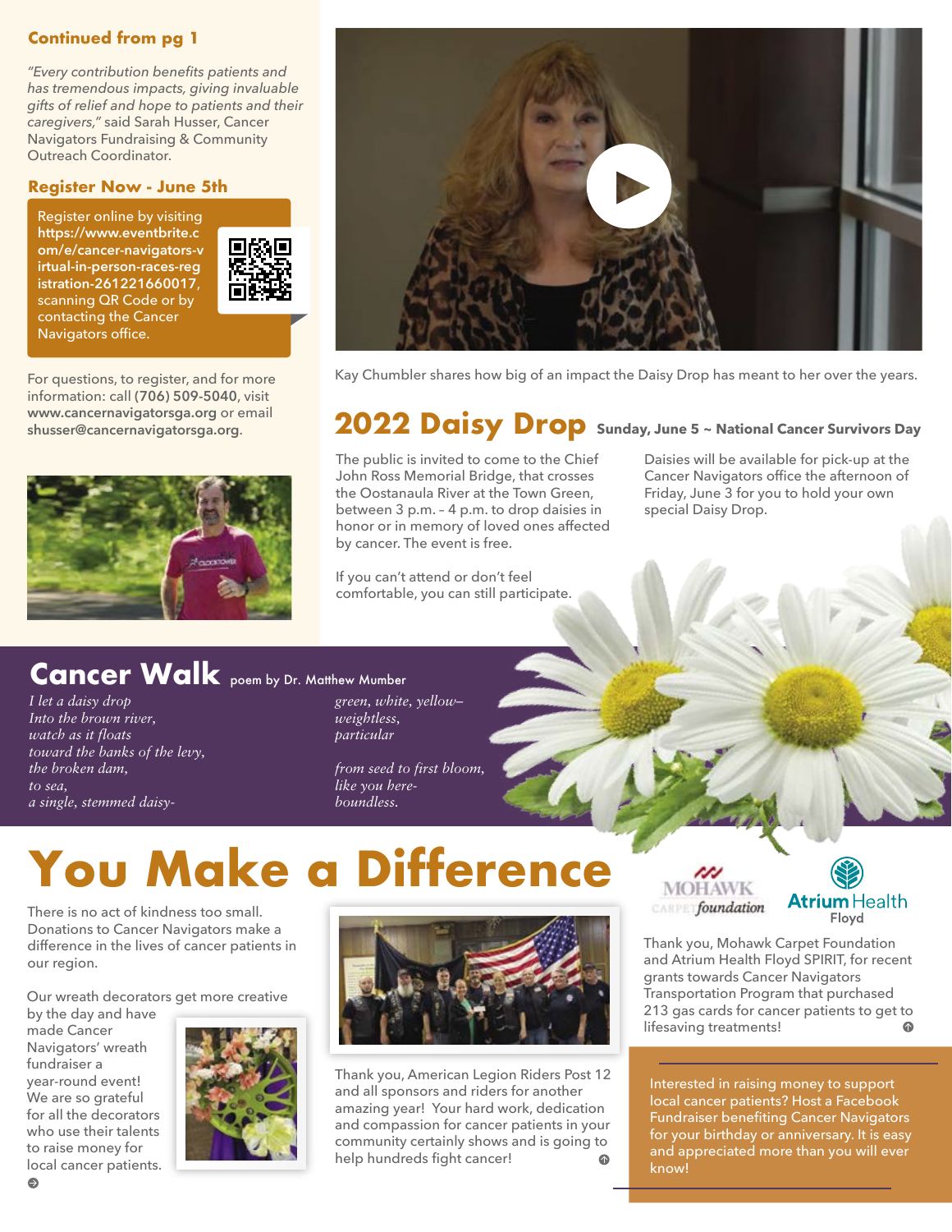**Continued from pg 1**

*"Every contribution benefits patients and has tremendous impacts, giving invaluable gifts of relief and hope to patients and their caregivers,"* said Sarah Husser, Cancer Navigators Fundraising & Community Outreach Coordinator.

## Register Now - June 5th

Register online by visiting **https://www.eventbrite.com/e/cancer-navigators-virtual-in-person-races-registration-261221660017**, scanning QR Code or by contacting the Cancer Navigators office.

For questions, to register, and for more information: call **(706) 509-5040**, visit **www.cancernavigatorsga.org** or email **shusser@cancernavigatorsga.org**.

Kay Chumbler shares how big of an impact the Daisy Drop has meant to her over the years.

## 2022 Daisy Drop

**Sunday, June 5 ~ National Cancer Survivors Day**

The public is invited to come to the Chief John Ross Memorial Bridge, that crosses the Oostanaula River at the Town Green, between 3 p.m. – 4 p.m. to drop daisies in honor or in memory of loved ones affected by cancer. The event is free.

If you can't attend or don't feel comfortable, you can still participate.

Daisies will be available for pick-up at the Cancer Navigators office the afternoon of Friday, June 3 for you to hold your own special Daisy Drop.

## Cancer Walk

poem by Dr. Matthew Mumber

*I let a daisy drop*
*Into the brown river,*
*watch as it floats*
*toward the banks of the levy,*
*the broken dam,*
*to sea,*
*a single, stemmed daisy-*
*green, white, yellow–*
*weightless,*
*particular*

*from seed to first bloom,*
*like you here-*
*boundless.*

# You Make a Difference

There is no act of kindness too small. Donations to Cancer Navigators make a difference in the lives of cancer patients in our region.

Our wreath decorators get more creative by the day and have made Cancer Navigators' wreath fundraiser a year-round event! We are so grateful for all the decorators who use their talents to raise money for local cancer patients.

Thank you, American Legion Riders Post 12 and all sponsors and riders for another amazing year! Your hard work, dedication and compassion for cancer patients in your community certainly shows and is going to help hundreds fight cancer!

Mohawk Carpet foundation · Atrium Health Floyd

Thank you, Mohawk Carpet Foundation and Atrium Health Floyd SPIRIT, for recent grants towards Cancer Navigators Transportation Program that purchased 213 gas cards for cancer patients to get to lifesaving treatments!

Interested in raising money to support local cancer patients? Host a Facebook Fundraiser benefiting Cancer Navigators for your birthday or anniversary. It is easy and appreciated more than you will ever know!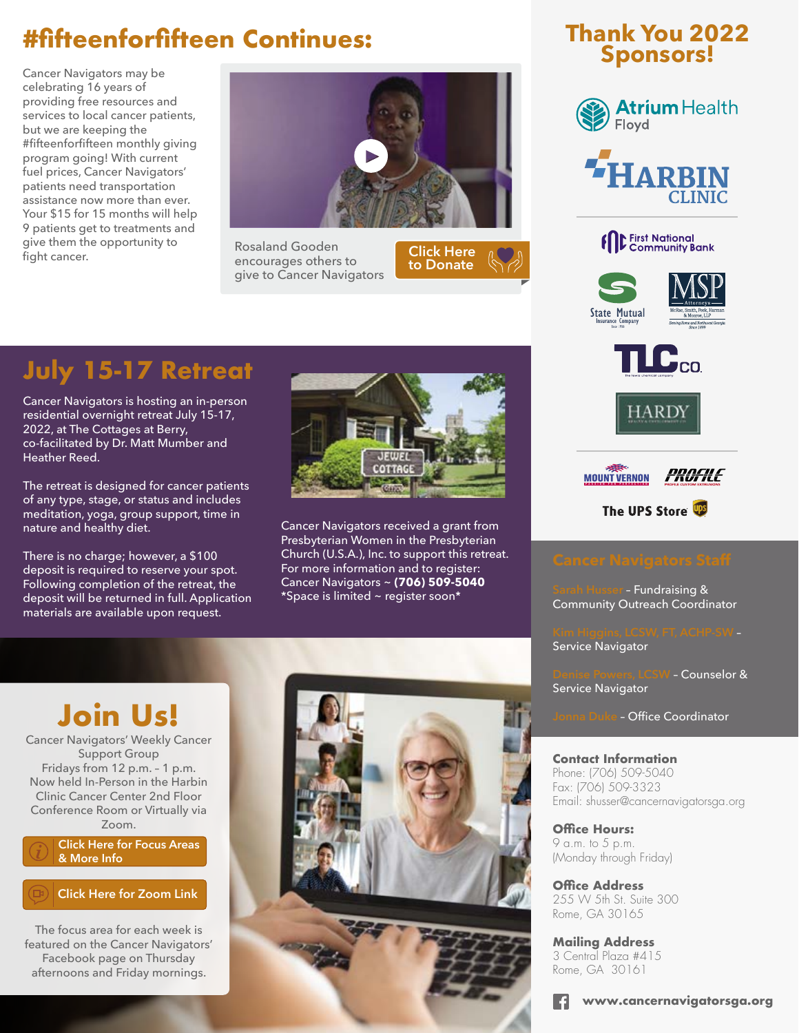# #fifteenforfifteen Continues:

Cancer Navigators may be celebrating 16 years of providing free resources and services to local cancer patients, but we are keeping the #fifteenforfifteen monthly giving program going! With current fuel prices, Cancer Navigators' patients need transportation assistance now more than ever. Your $15 for 15 months will help 9 patients get to treatments and give them the opportunity to fight cancer.

Rosaland Gooden encourages others to give to Cancer Navigators

Click Here to Donate

# July 15-17 Retreat

Cancer Navigators is hosting an in-person residential overnight retreat July 15-17, 2022, at The Cottages at Berry, co-facilitated by Dr. Matt Mumber and Heather Reed.

The retreat is designed for cancer patients of any type, stage, or status and includes meditation, yoga, group support, time in nature and healthy diet.

There is no charge; however, a $100 deposit is required to reserve your spot. Following completion of the retreat, the deposit will be returned in full. Application materials are available upon request.

Cancer Navigators received a grant from Presbyterian Women in the Presbyterian Church (U.S.A.), Inc. to support this retreat. For more information and to register: Cancer Navigators ~ **(706) 509-5040**
*Space is limited ~ register soon*

# Join Us!

Cancer Navigators' Weekly Cancer Support Group
Fridays from 12 p.m. – 1 p.m.
Now held In-Person in the Harbin Clinic Cancer Center 2nd Floor Conference Room or Virtually via Zoom.

Click Here for Focus Areas & More Info

Click Here for Zoom Link

The focus area for each week is featured on the Cancer Navigators' Facebook page on Thursday afternoons and Friday mornings.

# Thank You 2022 Sponsors!

Atrium Health Floyd
Harbin Clinic
First National Community Bank
State Mutual Insurance Company
MSP McRae, Smith, Peek, Harman & Monroe, LLP Attorneys
TLC Co.
Hardy
Mount Vernon
Profile
The UPS Store

## Cancer Navigators Staff

Sarah Husser – Fundraising & Community Outreach Coordinator

Kim Higgins, LCSW, FT, ACHP-SW – Service Navigator

Denise Powers, LCSW – Counselor & Service Navigator

Jonna Duke – Office Coordinator

**Contact Information**
Phone: (706) 509-5040
Fax: (706) 509-3323
Email: shusser@cancernavigatorsga.org

**Office Hours:**
9 a.m. to 5 p.m.
(Monday through Friday)

**Office Address**
255 W 5th St. Suite 300
Rome, GA 30165

**Mailing Address**
3 Central Plaza #415
Rome, GA 30161

**www.cancernavigatorsga.org**